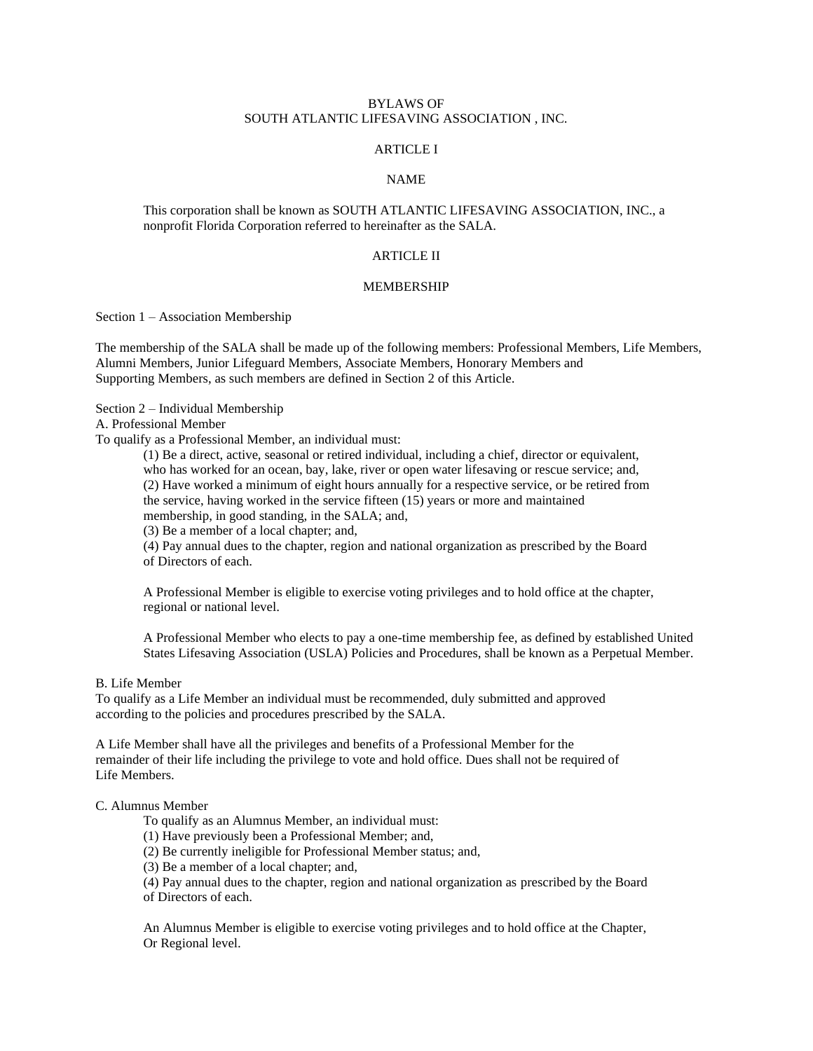# BYLAWS OF SOUTH ATLANTIC LIFESAVING ASSOCIATION , INC.

## ARTICLE I

## NAME

This corporation shall be known as SOUTH ATLANTIC LIFESAVING ASSOCIATION, INC., a nonprofit Florida Corporation referred to hereinafter as the SALA.

## ARTICLE II

## MEMBERSHIP

Section 1 – Association Membership

The membership of the SALA shall be made up of the following members: Professional Members, Life Members, Alumni Members, Junior Lifeguard Members, Associate Members, Honorary Members and Supporting Members, as such members are defined in Section 2 of this Article.

Section 2 – Individual Membership

A. Professional Member

To qualify as a Professional Member, an individual must:

(1) Be a direct, active, seasonal or retired individual, including a chief, director or equivalent, who has worked for an ocean, bay, lake, river or open water lifesaving or rescue service; and,
(2) Have worked a minimum of eight hours annually for a respective service, or be retired from the service, having worked in the service fifteen (15) years or more and maintained membership, in good standing, in the SALA; and,
(3) Be a member of a local chapter; and,
(4) Pay annual dues to the chapter, region and national organization as prescribed by the Board of Directors of each.

A Professional Member is eligible to exercise voting privileges and to hold office at the chapter, regional or national level.

A Professional Member who elects to pay a one-time membership fee, as defined by established United States Lifesaving Association (USLA) Policies and Procedures, shall be known as a Perpetual Member.

B. Life Member

To qualify as a Life Member an individual must be recommended, duly submitted and approved according to the policies and procedures prescribed by the SALA.

A Life Member shall have all the privileges and benefits of a Professional Member for the remainder of their life including the privilege to vote and hold office. Dues shall not be required of Life Members.

C. Alumnus Member

To qualify as an Alumnus Member, an individual must:

(1) Have previously been a Professional Member; and,
(2) Be currently ineligible for Professional Member status; and,
(3) Be a member of a local chapter; and,
(4) Pay annual dues to the chapter, region and national organization as prescribed by the Board of Directors of each.

An Alumnus Member is eligible to exercise voting privileges and to hold office at the Chapter, Or Regional level.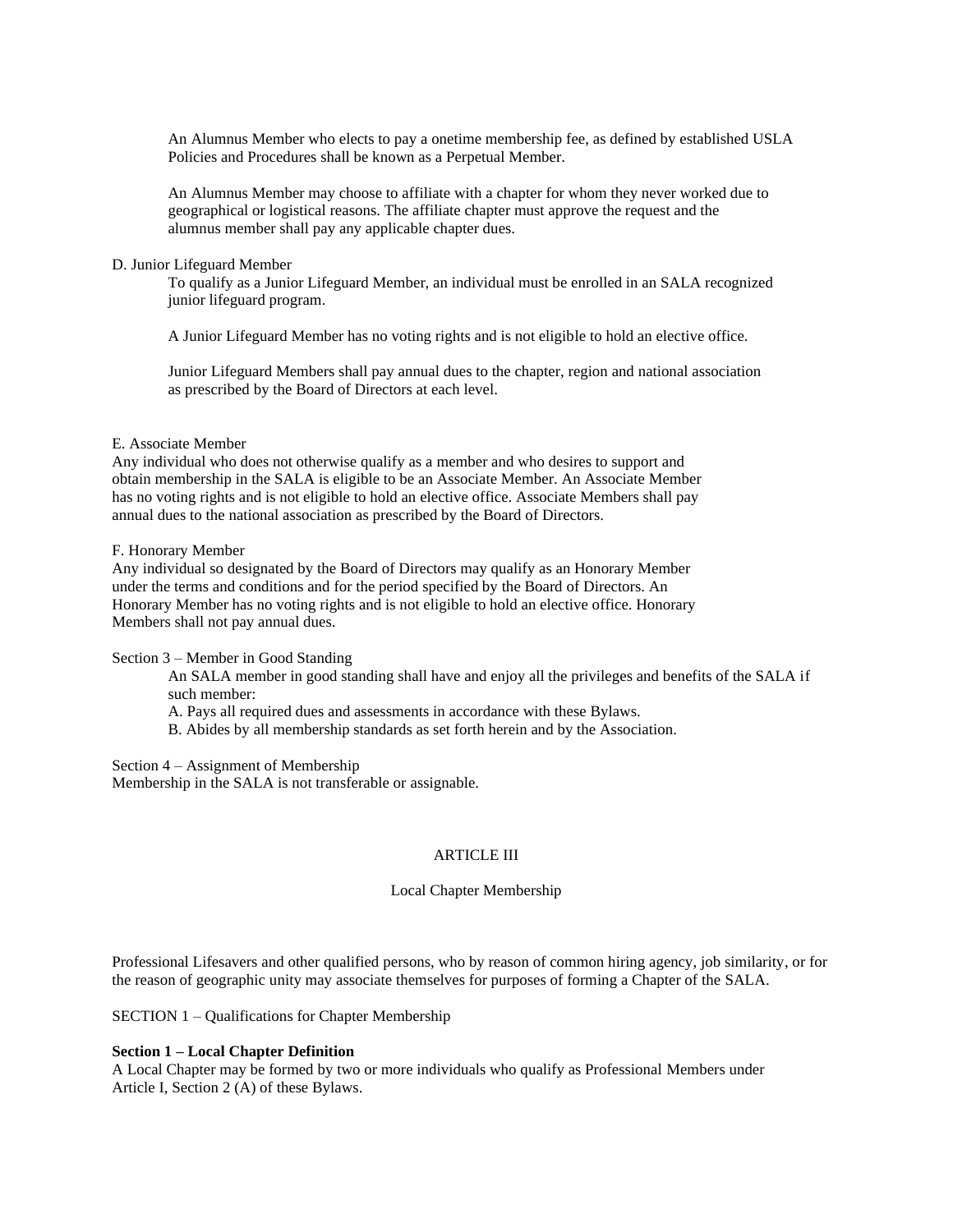An Alumnus Member who elects to pay a onetime membership fee, as defined by established USLA Policies and Procedures shall be known as a Perpetual Member.

An Alumnus Member may choose to affiliate with a chapter for whom they never worked due to geographical or logistical reasons. The affiliate chapter must approve the request and the alumnus member shall pay any applicable chapter dues.

D. Junior Lifeguard Member

To qualify as a Junior Lifeguard Member, an individual must be enrolled in an SALA recognized junior lifeguard program.

A Junior Lifeguard Member has no voting rights and is not eligible to hold an elective office.

Junior Lifeguard Members shall pay annual dues to the chapter, region and national association as prescribed by the Board of Directors at each level.

E. Associate Member

Any individual who does not otherwise qualify as a member and who desires to support and obtain membership in the SALA is eligible to be an Associate Member. An Associate Member has no voting rights and is not eligible to hold an elective office. Associate Members shall pay annual dues to the national association as prescribed by the Board of Directors.

F. Honorary Member

Any individual so designated by the Board of Directors may qualify as an Honorary Member under the terms and conditions and for the period specified by the Board of Directors. An Honorary Member has no voting rights and is not eligible to hold an elective office. Honorary Members shall not pay annual dues.

Section 3 – Member in Good Standing

An SALA member in good standing shall have and enjoy all the privileges and benefits of the SALA if such member:

A. Pays all required dues and assessments in accordance with these Bylaws.

B. Abides by all membership standards as set forth herein and by the Association.

Section 4 – Assignment of Membership

Membership in the SALA is not transferable or assignable.

## ARTICLE III

## Local Chapter Membership

Professional Lifesavers and other qualified persons, who by reason of common hiring agency, job similarity, or for the reason of geographic unity may associate themselves for purposes of forming a Chapter of the SALA.

SECTION 1 – Qualifications for Chapter Membership

**Section 1 – Local Chapter Definition**

A Local Chapter may be formed by two or more individuals who qualify as Professional Members under Article I, Section 2 (A) of these Bylaws.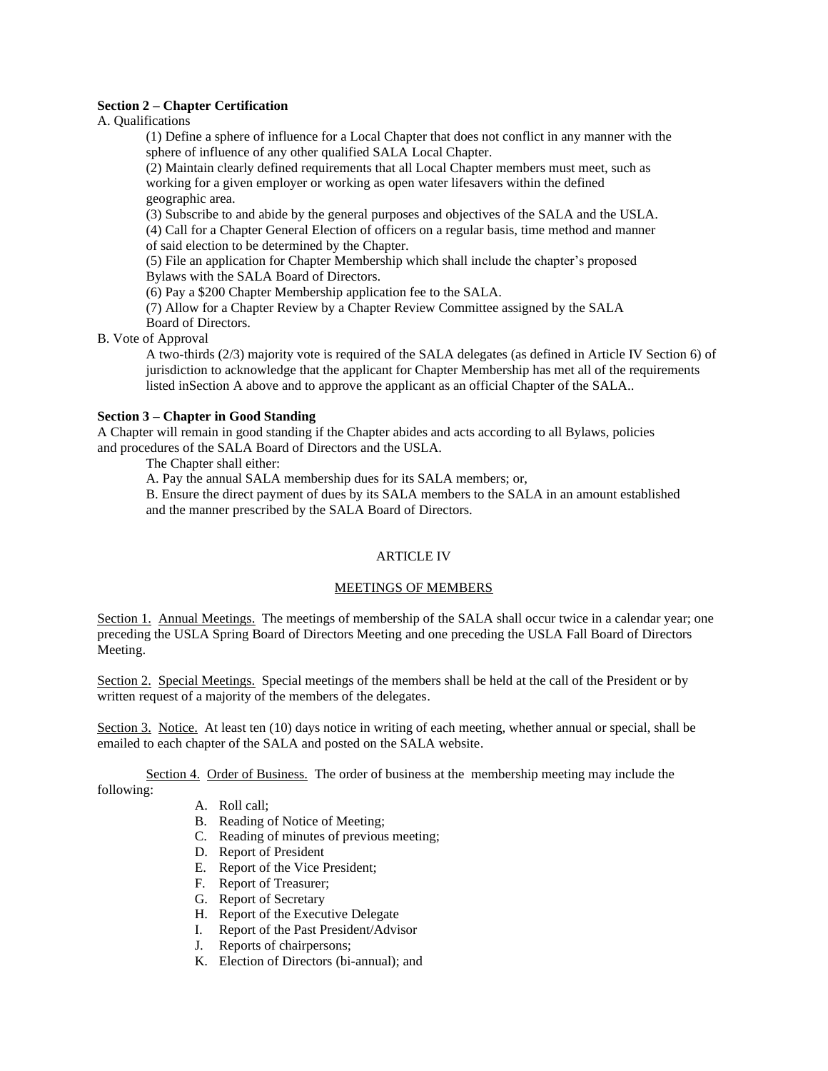**Section 2 – Chapter Certification**

A. Qualifications

(1) Define a sphere of influence for a Local Chapter that does not conflict in any manner with the sphere of influence of any other qualified SALA Local Chapter.

(2) Maintain clearly defined requirements that all Local Chapter members must meet, such as working for a given employer or working as open water lifesavers within the defined geographic area.

(3) Subscribe to and abide by the general purposes and objectives of the SALA and the USLA.

(4) Call for a Chapter General Election of officers on a regular basis, time method and manner of said election to be determined by the Chapter.

(5) File an application for Chapter Membership which shall include the chapter's proposed Bylaws with the SALA Board of Directors.

(6) Pay a $200 Chapter Membership application fee to the SALA.

(7) Allow for a Chapter Review by a Chapter Review Committee assigned by the SALA Board of Directors.

B. Vote of Approval

A two-thirds (2/3) majority vote is required of the SALA delegates (as defined in Article IV Section 6) of jurisdiction to acknowledge that the applicant for Chapter Membership has met all of the requirements listed inSection A above and to approve the applicant as an official Chapter of the SALA..

**Section 3 – Chapter in Good Standing**

A Chapter will remain in good standing if the Chapter abides and acts according to all Bylaws, policies and procedures of the SALA Board of Directors and the USLA.

The Chapter shall either:

A. Pay the annual SALA membership dues for its SALA members; or,

B. Ensure the direct payment of dues by its SALA members to the SALA in an amount established and the manner prescribed by the SALA Board of Directors.

## ARTICLE IV

## MEETINGS OF MEMBERS

Section 1. Annual Meetings. The meetings of membership of the SALA shall occur twice in a calendar year; one preceding the USLA Spring Board of Directors Meeting and one preceding the USLA Fall Board of Directors Meeting.

Section 2. Special Meetings. Special meetings of the members shall be held at the call of the President or by written request of a majority of the members of the delegates.

Section 3. Notice. At least ten (10) days notice in writing of each meeting, whether annual or special, shall be emailed to each chapter of the SALA and posted on the SALA website.

Section 4. Order of Business. The order of business at the membership meeting may include the following:

A. Roll call;
B. Reading of Notice of Meeting;
C. Reading of minutes of previous meeting;
D. Report of President
E. Report of the Vice President;
F. Report of Treasurer;
G. Report of Secretary
H. Report of the Executive Delegate
I. Report of the Past President/Advisor
J. Reports of chairpersons;
K. Election of Directors (bi-annual); and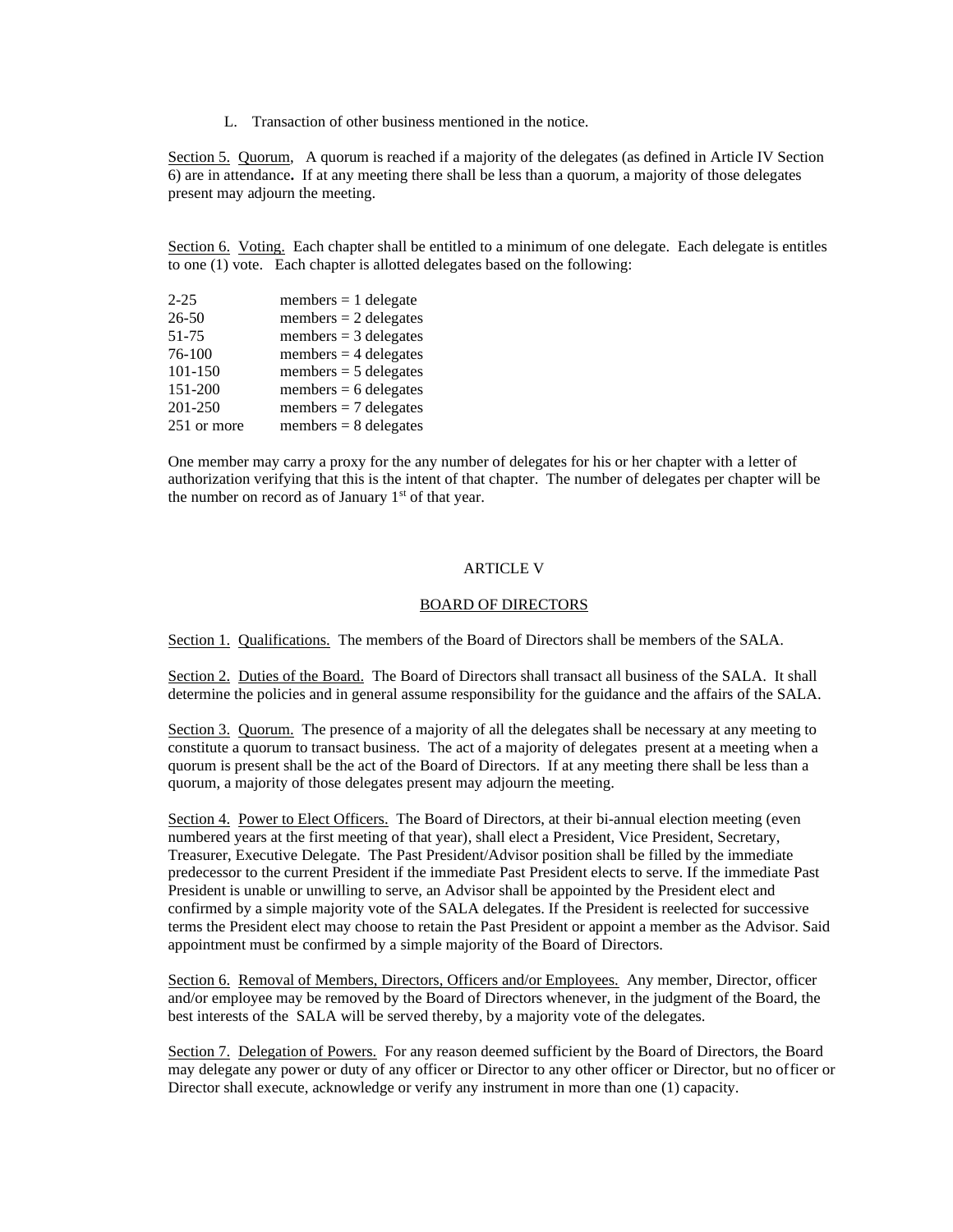L. Transaction of other business mentioned in the notice.

Section 5. Quorum, A quorum is reached if a majority of the delegates (as defined in Article IV Section 6) are in attendance**.** If at any meeting there shall be less than a quorum, a majority of those delegates present may adjourn the meeting.

Section 6. Voting. Each chapter shall be entitled to a minimum of one delegate. Each delegate is entitles to one (1) vote. Each chapter is allotted delegates based on the following:

| | |
|---|---|
| 2-25 | members = 1 delegate |
| 26-50 | members = 2 delegates |
| 51-75 | members = 3 delegates |
| 76-100 | members = 4 delegates |
| 101-150 | members = 5 delegates |
| 151-200 | members = 6 delegates |
| 201-250 | members = 7 delegates |
| 251 or more | members = 8 delegates |

One member may carry a proxy for the any number of delegates for his or her chapter with a letter of authorization verifying that this is the intent of that chapter. The number of delegates per chapter will be the number on record as of January 1st of that year.

## ARTICLE V

## BOARD OF DIRECTORS

Section 1. Qualifications. The members of the Board of Directors shall be members of the SALA.

Section 2. Duties of the Board. The Board of Directors shall transact all business of the SALA. It shall determine the policies and in general assume responsibility for the guidance and the affairs of the SALA.

Section 3. Quorum. The presence of a majority of all the delegates shall be necessary at any meeting to constitute a quorum to transact business. The act of a majority of delegates present at a meeting when a quorum is present shall be the act of the Board of Directors. If at any meeting there shall be less than a quorum, a majority of those delegates present may adjourn the meeting.

Section 4. Power to Elect Officers. The Board of Directors, at their bi-annual election meeting (even numbered years at the first meeting of that year), shall elect a President, Vice President, Secretary, Treasurer, Executive Delegate. The Past President/Advisor position shall be filled by the immediate predecessor to the current President if the immediate Past President elects to serve. If the immediate Past President is unable or unwilling to serve, an Advisor shall be appointed by the President elect and confirmed by a simple majority vote of the SALA delegates. If the President is reelected for successive terms the President elect may choose to retain the Past President or appoint a member as the Advisor. Said appointment must be confirmed by a simple majority of the Board of Directors.

Section 6. Removal of Members, Directors, Officers and/or Employees. Any member, Director, officer and/or employee may be removed by the Board of Directors whenever, in the judgment of the Board, the best interests of the SALA will be served thereby, by a majority vote of the delegates.

Section 7. Delegation of Powers. For any reason deemed sufficient by the Board of Directors, the Board may delegate any power or duty of any officer or Director to any other officer or Director, but no officer or Director shall execute, acknowledge or verify any instrument in more than one (1) capacity.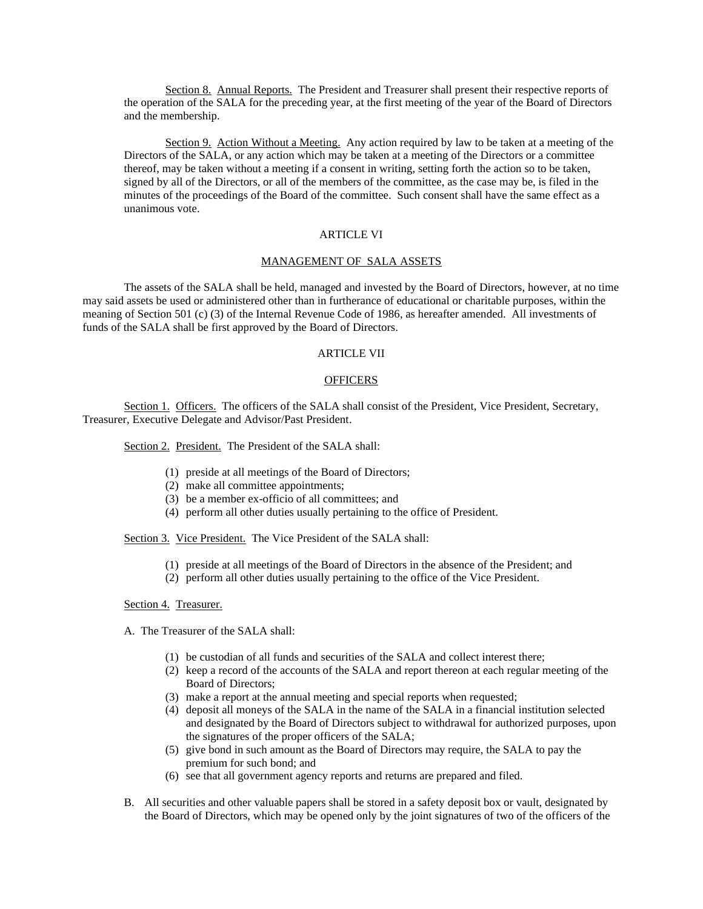Section 8. Annual Reports. The President and Treasurer shall present their respective reports of the operation of the SALA for the preceding year, at the first meeting of the year of the Board of Directors and the membership.

Section 9. Action Without a Meeting. Any action required by law to be taken at a meeting of the Directors of the SALA, or any action which may be taken at a meeting of the Directors or a committee thereof, may be taken without a meeting if a consent in writing, setting forth the action so to be taken, signed by all of the Directors, or all of the members of the committee, as the case may be, is filed in the minutes of the proceedings of the Board of the committee. Such consent shall have the same effect as a unanimous vote.

## ARTICLE VI

## MANAGEMENT OF SALA ASSETS

The assets of the SALA shall be held, managed and invested by the Board of Directors, however, at no time may said assets be used or administered other than in furtherance of educational or charitable purposes, within the meaning of Section 501 (c) (3) of the Internal Revenue Code of 1986, as hereafter amended. All investments of funds of the SALA shall be first approved by the Board of Directors.

## ARTICLE VII

## OFFICERS

Section 1. Officers. The officers of the SALA shall consist of the President, Vice President, Secretary, Treasurer, Executive Delegate and Advisor/Past President.

Section 2. President. The President of the SALA shall:

(1) preside at all meetings of the Board of Directors;
(2) make all committee appointments;
(3) be a member ex-officio of all committees; and
(4) perform all other duties usually pertaining to the office of President.

Section 3. Vice President. The Vice President of the SALA shall:

(1) preside at all meetings of the Board of Directors in the absence of the President; and
(2) perform all other duties usually pertaining to the office of the Vice President.

Section 4. Treasurer.

A. The Treasurer of the SALA shall:

(1) be custodian of all funds and securities of the SALA and collect interest there;
(2) keep a record of the accounts of the SALA and report thereon at each regular meeting of the Board of Directors;
(3) make a report at the annual meeting and special reports when requested;
(4) deposit all moneys of the SALA in the name of the SALA in a financial institution selected and designated by the Board of Directors subject to withdrawal for authorized purposes, upon the signatures of the proper officers of the SALA;
(5) give bond in such amount as the Board of Directors may require, the SALA to pay the premium for such bond; and
(6) see that all government agency reports and returns are prepared and filed.

B. All securities and other valuable papers shall be stored in a safety deposit box or vault, designated by the Board of Directors, which may be opened only by the joint signatures of two of the officers of the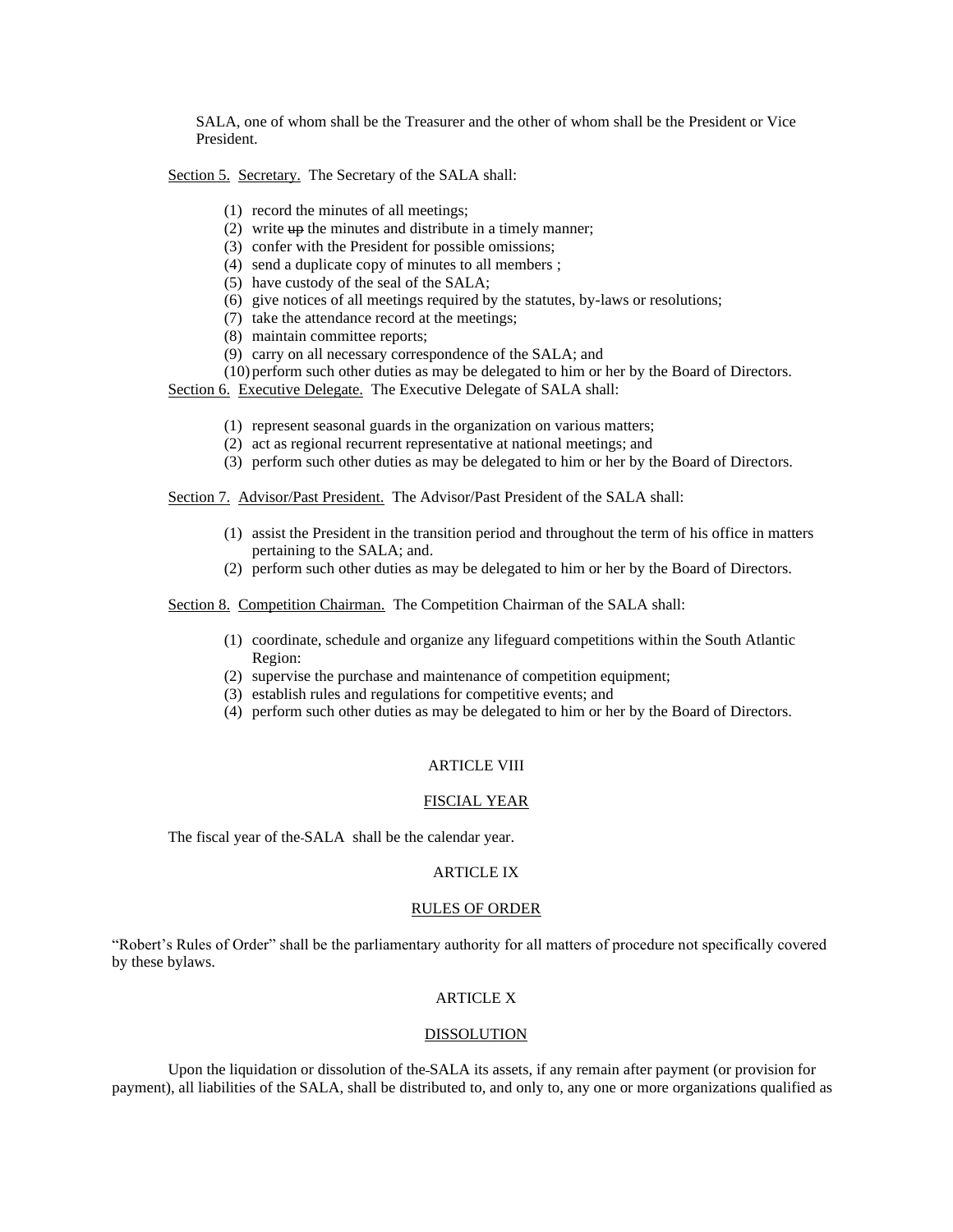SALA, one of whom shall be the Treasurer and the other of whom shall be the President or Vice President.

Section 5. Secretary. The Secretary of the SALA shall:

(1) record the minutes of all meetings;
(2) write ~~up~~ the minutes and distribute in a timely manner;
(3) confer with the President for possible omissions;
(4) send a duplicate copy of minutes to all members ;
(5) have custody of the seal of the SALA;
(6) give notices of all meetings required by the statutes, by-laws or resolutions;
(7) take the attendance record at the meetings;
(8) maintain committee reports;
(9) carry on all necessary correspondence of the SALA; and
(10) perform such other duties as may be delegated to him or her by the Board of Directors.

Section 6. Executive Delegate. The Executive Delegate of SALA shall:

(1) represent seasonal guards in the organization on various matters;
(2) act as regional recurrent representative at national meetings; and
(3) perform such other duties as may be delegated to him or her by the Board of Directors.

Section 7. Advisor/Past President. The Advisor/Past President of the SALA shall:

(1) assist the President in the transition period and throughout the term of his office in matters pertaining to the SALA; and.
(2) perform such other duties as may be delegated to him or her by the Board of Directors.

Section 8. Competition Chairman. The Competition Chairman of the SALA shall:

(1) coordinate, schedule and organize any lifeguard competitions within the South Atlantic Region:
(2) supervise the purchase and maintenance of competition equipment;
(3) establish rules and regulations for competitive events; and
(4) perform such other duties as may be delegated to him or her by the Board of Directors.

## ARTICLE VIII

## FISCIAL YEAR

The fiscal year of the SALA shall be the calendar year.

## ARTICLE IX

## RULES OF ORDER

"Robert's Rules of Order" shall be the parliamentary authority for all matters of procedure not specifically covered by these bylaws.

## ARTICLE X

## DISSOLUTION

Upon the liquidation or dissolution of the SALA its assets, if any remain after payment (or provision for payment), all liabilities of the SALA, shall be distributed to, and only to, any one or more organizations qualified as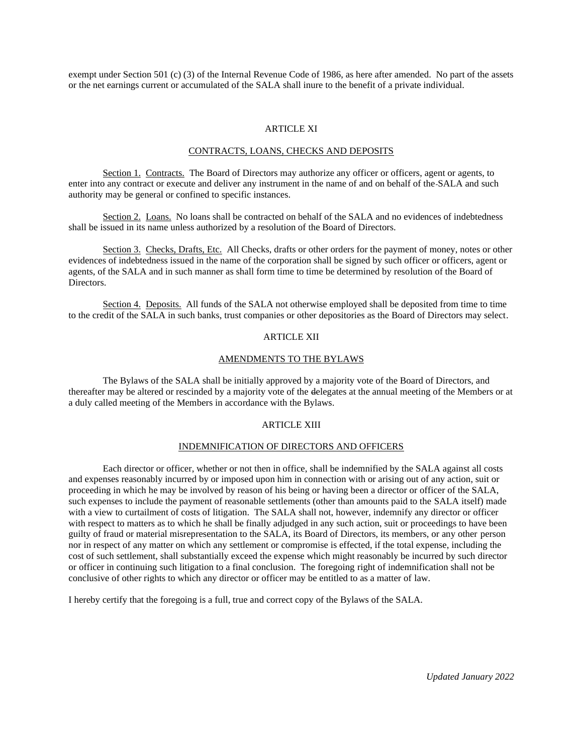exempt under Section 501 (c) (3) of the Internal Revenue Code of 1986, as here after amended. No part of the assets or the net earnings current or accumulated of the SALA shall inure to the benefit of a private individual.

## ARTICLE XI

## CONTRACTS, LOANS, CHECKS AND DEPOSITS

Section 1. Contracts. The Board of Directors may authorize any officer or officers, agent or agents, to enter into any contract or execute and deliver any instrument in the name of and on behalf of the SALA and such authority may be general or confined to specific instances.

Section 2. Loans. No loans shall be contracted on behalf of the SALA and no evidences of indebtedness shall be issued in its name unless authorized by a resolution of the Board of Directors.

Section 3. Checks, Drafts, Etc. All Checks, drafts or other orders for the payment of money, notes or other evidences of indebtedness issued in the name of the corporation shall be signed by such officer or officers, agent or agents, of the SALA and in such manner as shall form time to time be determined by resolution of the Board of Directors.

Section 4. Deposits. All funds of the SALA not otherwise employed shall be deposited from time to time to the credit of the SALA in such banks, trust companies or other depositories as the Board of Directors may select.

## ARTICLE XII

## AMENDMENTS TO THE BYLAWS

The Bylaws of the SALA shall be initially approved by a majority vote of the Board of Directors, and thereafter may be altered or rescinded by a majority vote of the delegates at the annual meeting of the Members or at a duly called meeting of the Members in accordance with the Bylaws.

## ARTICLE XIII

## INDEMNIFICATION OF DIRECTORS AND OFFICERS

Each director or officer, whether or not then in office, shall be indemnified by the SALA against all costs and expenses reasonably incurred by or imposed upon him in connection with or arising out of any action, suit or proceeding in which he may be involved by reason of his being or having been a director or officer of the SALA, such expenses to include the payment of reasonable settlements (other than amounts paid to the SALA itself) made with a view to curtailment of costs of litigation. The SALA shall not, however, indemnify any director or officer with respect to matters as to which he shall be finally adjudged in any such action, suit or proceedings to have been guilty of fraud or material misrepresentation to the SALA, its Board of Directors, its members, or any other person nor in respect of any matter on which any settlement or compromise is effected, if the total expense, including the cost of such settlement, shall substantially exceed the expense which might reasonably be incurred by such director or officer in continuing such litigation to a final conclusion. The foregoing right of indemnification shall not be conclusive of other rights to which any director or officer may be entitled to as a matter of law.

I hereby certify that the foregoing is a full, true and correct copy of the Bylaws of the SALA.

*Updated January 2022*